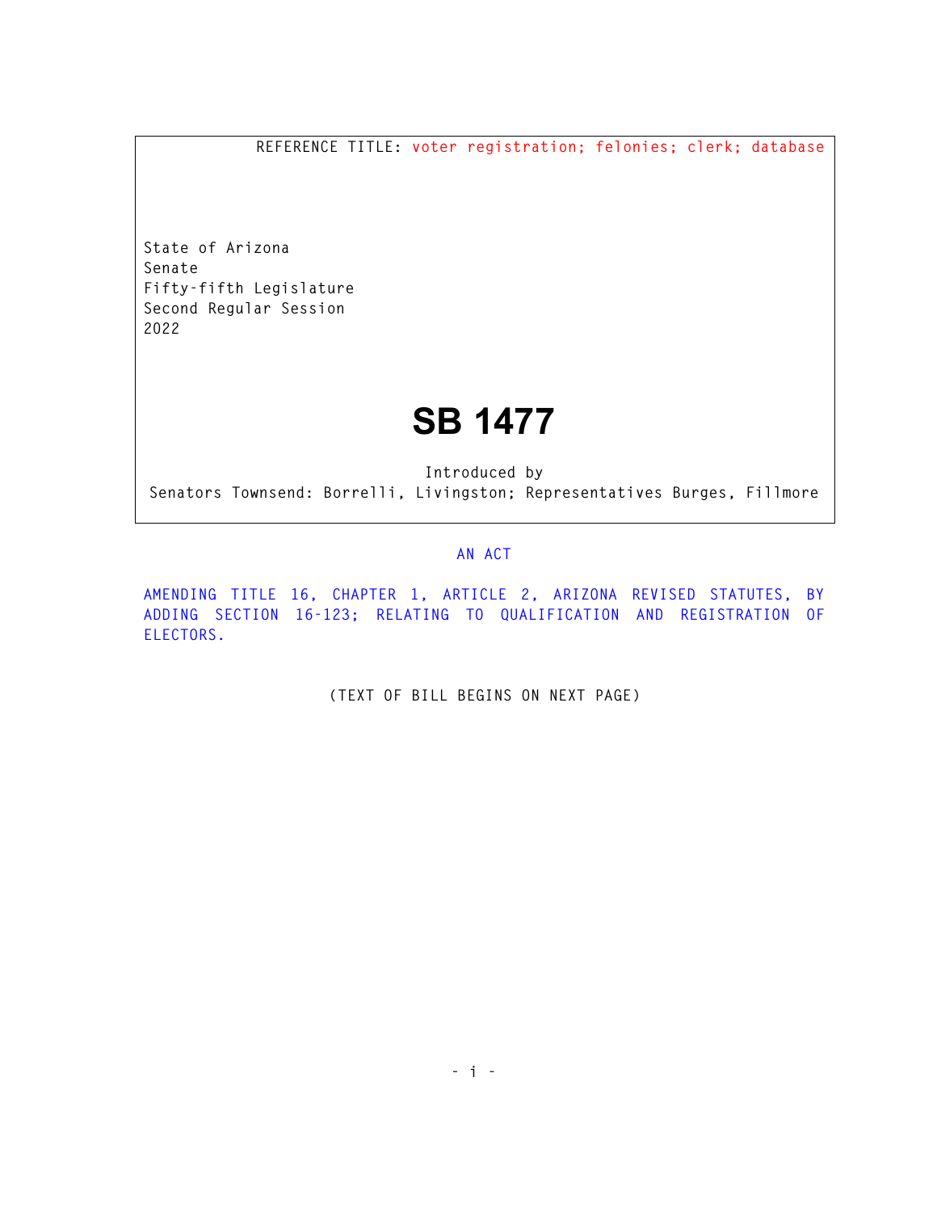REFERENCE TITLE: voter registration; felonies; clerk; database

State of Arizona
Senate
Fifty-fifth Legislature
Second Regular Session
2022

# SB 1477

Introduced by
Senators Townsend: Borrelli, Livingston; Representatives Burges, Fillmore

AN ACT

AMENDING TITLE 16, CHAPTER 1, ARTICLE 2, ARIZONA REVISED STATUTES, BY ADDING SECTION 16-123; RELATING TO QUALIFICATION AND REGISTRATION OF ELECTORS.

(TEXT OF BILL BEGINS ON NEXT PAGE)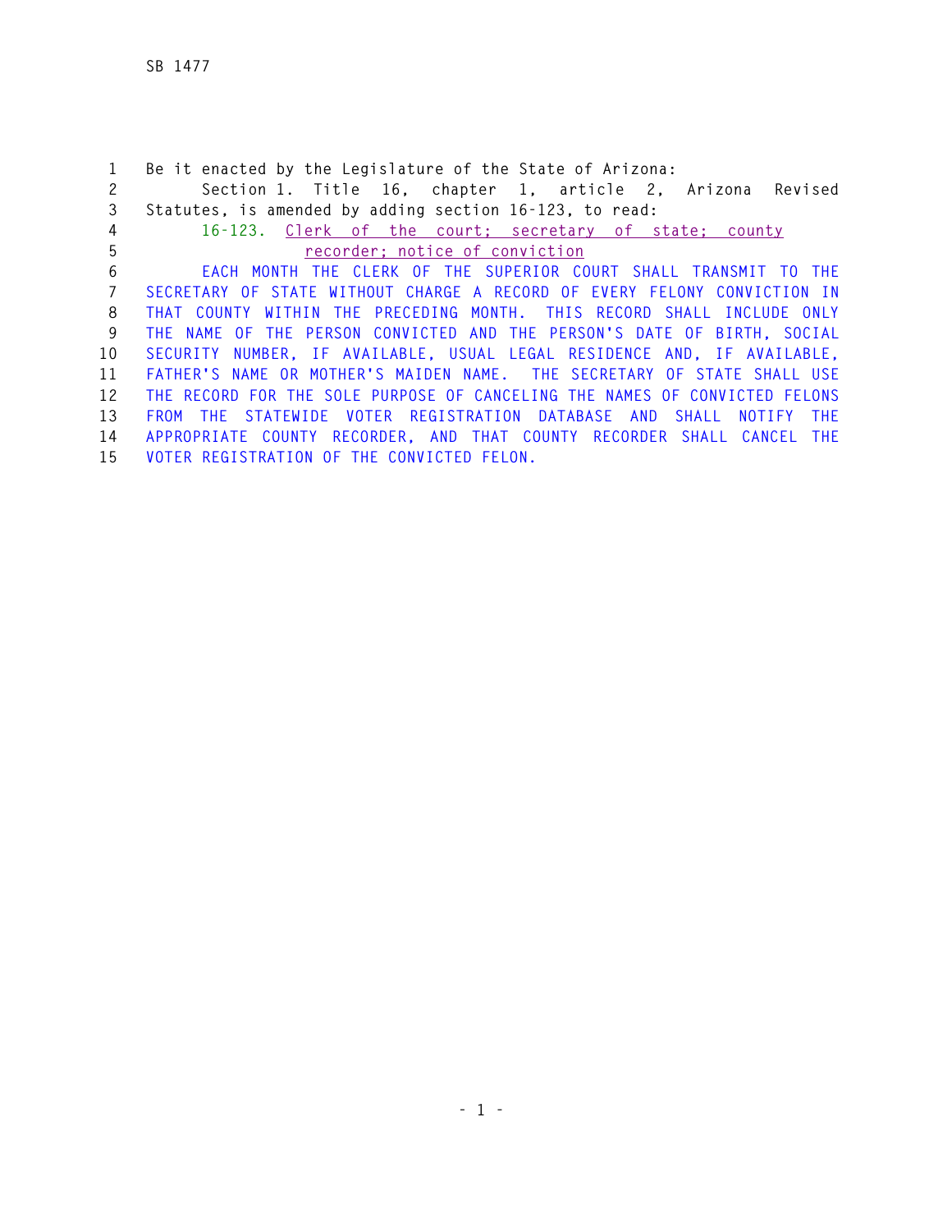Be it enacted by the Legislature of the State of Arizona:

Section 1. Title 16, chapter 1, article 2, Arizona Revised Statutes, is amended by adding section 16-123, to read:

16-123. Clerk of the court; secretary of state; county recorder; notice of conviction

EACH MONTH THE CLERK OF THE SUPERIOR COURT SHALL TRANSMIT TO THE SECRETARY OF STATE WITHOUT CHARGE A RECORD OF EVERY FELONY CONVICTION IN THAT COUNTY WITHIN THE PRECEDING MONTH. THIS RECORD SHALL INCLUDE ONLY THE NAME OF THE PERSON CONVICTED AND THE PERSON'S DATE OF BIRTH, SOCIAL SECURITY NUMBER, IF AVAILABLE, USUAL LEGAL RESIDENCE AND, IF AVAILABLE, FATHER'S NAME OR MOTHER'S MAIDEN NAME. THE SECRETARY OF STATE SHALL USE THE RECORD FOR THE SOLE PURPOSE OF CANCELING THE NAMES OF CONVICTED FELONS FROM THE STATEWIDE VOTER REGISTRATION DATABASE AND SHALL NOTIFY THE APPROPRIATE COUNTY RECORDER, AND THAT COUNTY RECORDER SHALL CANCEL THE VOTER REGISTRATION OF THE CONVICTED FELON.